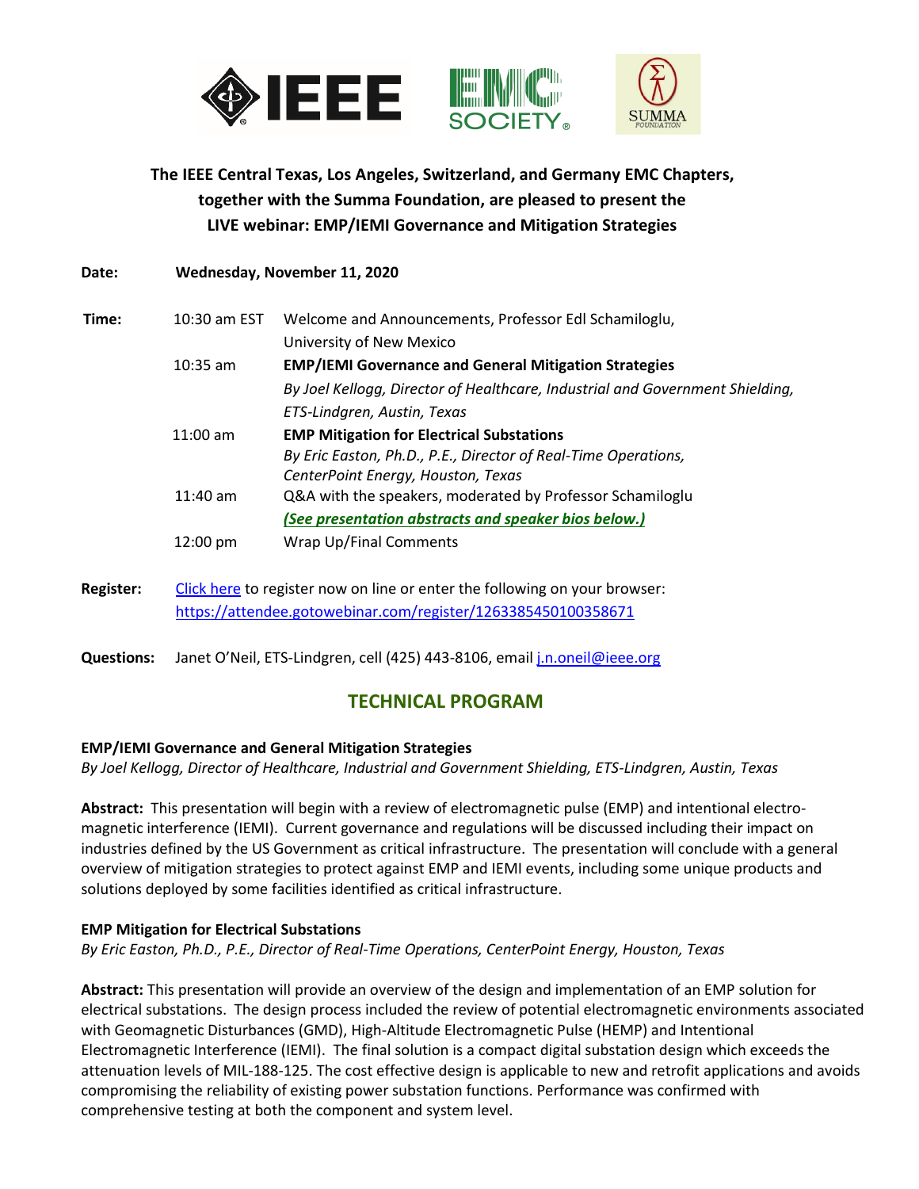**The IEEE Central Texas, Los Angeles, Switzerland, and Germany EMC Chapters, together with the Summa Foundation, are pleased to present the LIVE webinar: EMP/IEMI Governance and Mitigation Strategies**

**Date:** **Wednesday, November 11, 2020**

**Time:**

| | |
|---|---|
| 10:30 am EST | Welcome and Announcements, Professor Edl Schamiloglu, University of New Mexico |
| 10:35 am | **EMP/IEMI Governance and General Mitigation Strategies** *By Joel Kellogg, Director of Healthcare, Industrial and Government Shielding, ETS-Lindgren, Austin, Texas* |
| 11:00 am | **EMP Mitigation for Electrical Substations** *By Eric Easton, Ph.D., P.E., Director of Real-Time Operations, CenterPoint Energy, Houston, Texas* |
| 11:40 am | Q&A with the speakers, moderated by Professor Schamiloglu ***(See presentation abstracts and speaker bios below.)*** |
| 12:00 pm | Wrap Up/Final Comments |

**Register:** Click here to register now on line or enter the following on your browser: https://attendee.gotowebinar.com/register/1263385450100358671

**Questions:** Janet O'Neil, ETS-Lindgren, cell (425) 443-8106, email j.n.oneil@ieee.org

## TECHNICAL PROGRAM

**EMP/IEMI Governance and General Mitigation Strategies**
*By Joel Kellogg, Director of Healthcare, Industrial and Government Shielding, ETS-Lindgren, Austin, Texas*

**Abstract:** This presentation will begin with a review of electromagnetic pulse (EMP) and intentional electro-magnetic interference (IEMI). Current governance and regulations will be discussed including their impact on industries defined by the US Government as critical infrastructure. The presentation will conclude with a general overview of mitigation strategies to protect against EMP and IEMI events, including some unique products and solutions deployed by some facilities identified as critical infrastructure.

**EMP Mitigation for Electrical Substations**
*By Eric Easton, Ph.D., P.E., Director of Real-Time Operations, CenterPoint Energy, Houston, Texas*

**Abstract:** This presentation will provide an overview of the design and implementation of an EMP solution for electrical substations. The design process included the review of potential electromagnetic environments associated with Geomagnetic Disturbances (GMD), High-Altitude Electromagnetic Pulse (HEMP) and Intentional Electromagnetic Interference (IEMI). The final solution is a compact digital substation design which exceeds the attenuation levels of MIL-188-125. The cost effective design is applicable to new and retrofit applications and avoids compromising the reliability of existing power substation functions. Performance was confirmed with comprehensive testing at both the component and system level.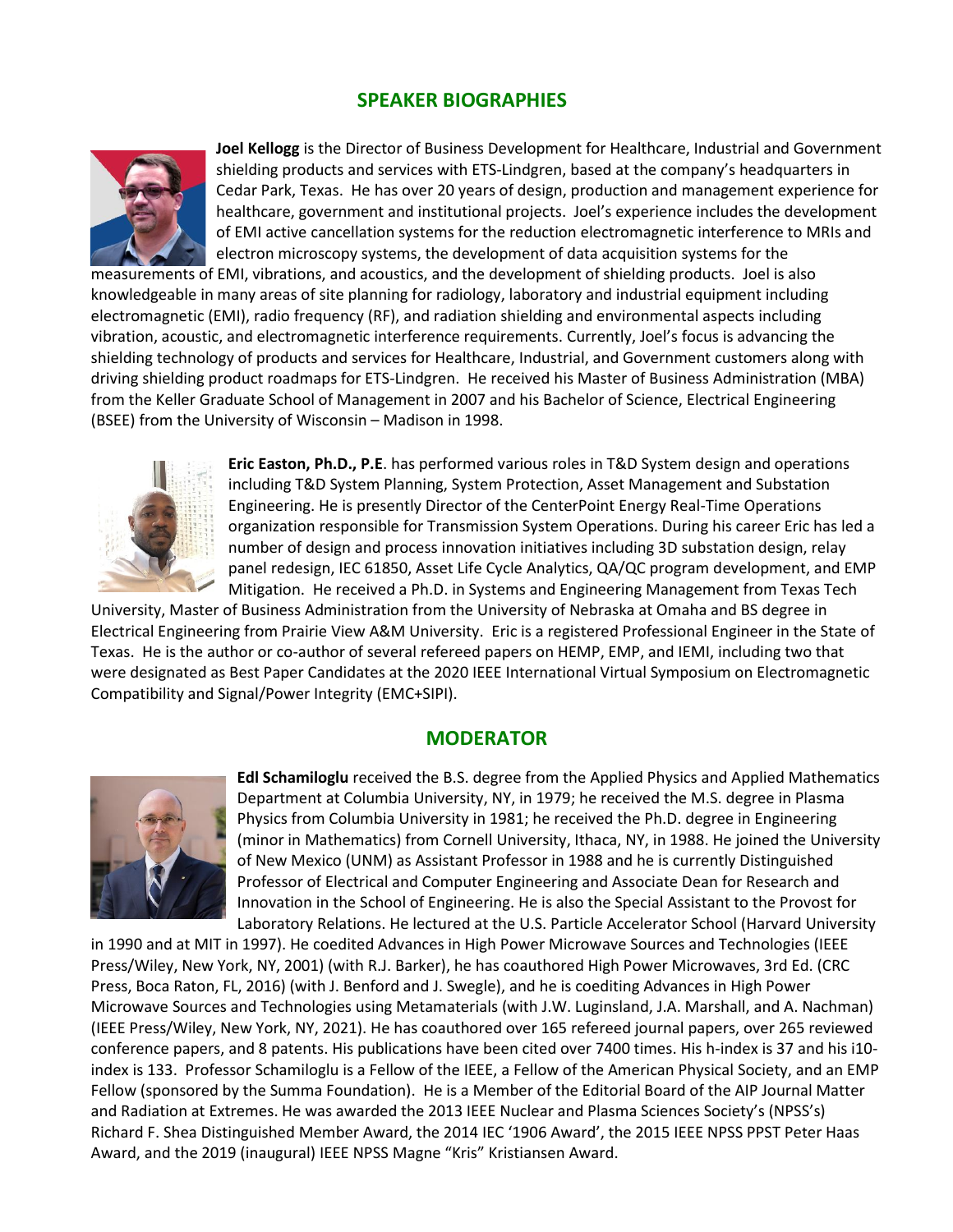## SPEAKER BIOGRAPHIES

**Joel Kellogg** is the Director of Business Development for Healthcare, Industrial and Government shielding products and services with ETS-Lindgren, based at the company's headquarters in Cedar Park, Texas. He has over 20 years of design, production and management experience for healthcare, government and institutional projects. Joel's experience includes the development of EMI active cancellation systems for the reduction electromagnetic interference to MRIs and electron microscopy systems, the development of data acquisition systems for the measurements of EMI, vibrations, and acoustics, and the development of shielding products. Joel is also knowledgeable in many areas of site planning for radiology, laboratory and industrial equipment including electromagnetic (EMI), radio frequency (RF), and radiation shielding and environmental aspects including vibration, acoustic, and electromagnetic interference requirements. Currently, Joel's focus is advancing the shielding technology of products and services for Healthcare, Industrial, and Government customers along with driving shielding product roadmaps for ETS-Lindgren. He received his Master of Business Administration (MBA) from the Keller Graduate School of Management in 2007 and his Bachelor of Science, Electrical Engineering (BSEE) from the University of Wisconsin – Madison in 1998.

**Eric Easton, Ph.D., P.E**. has performed various roles in T&D System design and operations including T&D System Planning, System Protection, Asset Management and Substation Engineering. He is presently Director of the CenterPoint Energy Real-Time Operations organization responsible for Transmission System Operations. During his career Eric has led a number of design and process innovation initiatives including 3D substation design, relay panel redesign, IEC 61850, Asset Life Cycle Analytics, QA/QC program development, and EMP Mitigation. He received a Ph.D. in Systems and Engineering Management from Texas Tech University, Master of Business Administration from the University of Nebraska at Omaha and BS degree in Electrical Engineering from Prairie View A&M University. Eric is a registered Professional Engineer in the State of Texas. He is the author or co-author of several refereed papers on HEMP, EMP, and IEMI, including two that were designated as Best Paper Candidates at the 2020 IEEE International Virtual Symposium on Electromagnetic Compatibility and Signal/Power Integrity (EMC+SIPI).

## MODERATOR

**Edl Schamiloglu** received the B.S. degree from the Applied Physics and Applied Mathematics Department at Columbia University, NY, in 1979; he received the M.S. degree in Plasma Physics from Columbia University in 1981; he received the Ph.D. degree in Engineering (minor in Mathematics) from Cornell University, Ithaca, NY, in 1988. He joined the University of New Mexico (UNM) as Assistant Professor in 1988 and he is currently Distinguished Professor of Electrical and Computer Engineering and Associate Dean for Research and Innovation in the School of Engineering. He is also the Special Assistant to the Provost for Laboratory Relations. He lectured at the U.S. Particle Accelerator School (Harvard University in 1990 and at MIT in 1997). He coedited Advances in High Power Microwave Sources and Technologies (IEEE Press/Wiley, New York, NY, 2001) (with R.J. Barker), he has coauthored High Power Microwaves, 3rd Ed. (CRC Press, Boca Raton, FL, 2016) (with J. Benford and J. Swegle), and he is coediting Advances in High Power Microwave Sources and Technologies using Metamaterials (with J.W. Luginsland, J.A. Marshall, and A. Nachman) (IEEE Press/Wiley, New York, NY, 2021). He has coauthored over 165 refereed journal papers, over 265 reviewed conference papers, and 8 patents. His publications have been cited over 7400 times. His h-index is 37 and his i10-index is 133. Professor Schamiloglu is a Fellow of the IEEE, a Fellow of the American Physical Society, and an EMP Fellow (sponsored by the Summa Foundation). He is a Member of the Editorial Board of the AIP Journal Matter and Radiation at Extremes. He was awarded the 2013 IEEE Nuclear and Plasma Sciences Society's (NPSS's) Richard F. Shea Distinguished Member Award, the 2014 IEC '1906 Award', the 2015 IEEE NPSS PPST Peter Haas Award, and the 2019 (inaugural) IEEE NPSS Magne "Kris" Kristiansen Award.